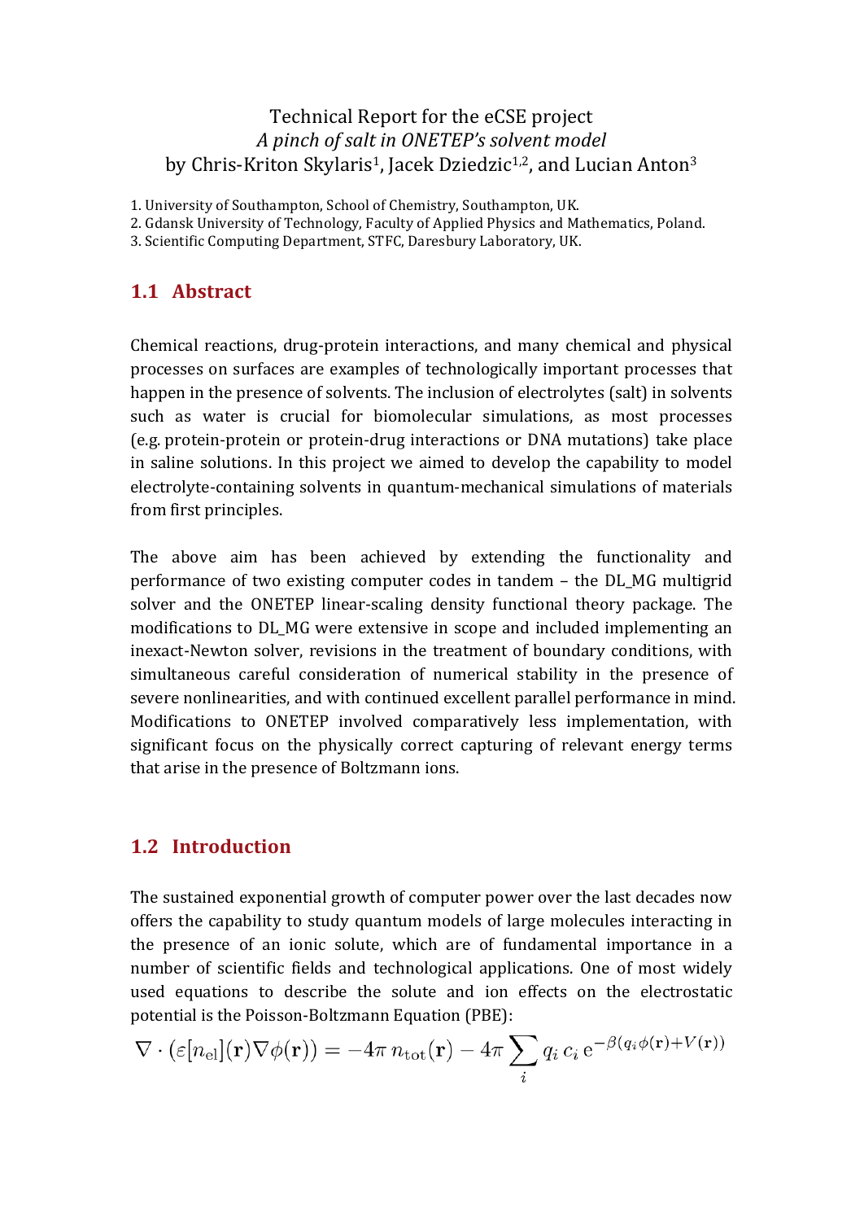Technical Report for the eCSE project
*A pinch of salt in ONETEP's solvent model*
by Chris-Kriton Skylaris[1], Jacek Dziedzic[1,2], and Lucian Anton[3]

1. University of Southampton, School of Chemistry, Southampton, UK.
2. Gdansk University of Technology, Faculty of Applied Physics and Mathematics, Poland.
3. Scientific Computing Department, STFC, Daresbury Laboratory, UK.

## 1.1 Abstract

Chemical reactions, drug-protein interactions, and many chemical and physical processes on surfaces are examples of technologically important processes that happen in the presence of solvents. The inclusion of electrolytes (salt) in solvents such as water is crucial for biomolecular simulations, as most processes (e.g. protein-protein or protein-drug interactions or DNA mutations) take place in saline solutions. In this project we aimed to develop the capability to model electrolyte-containing solvents in quantum-mechanical simulations of materials from first principles.

The above aim has been achieved by extending the functionality and performance of two existing computer codes in tandem – the DL_MG multigrid solver and the ONETEP linear-scaling density functional theory package. The modifications to DL_MG were extensive in scope and included implementing an inexact-Newton solver, revisions in the treatment of boundary conditions, with simultaneous careful consideration of numerical stability in the presence of severe nonlinearities, and with continued excellent parallel performance in mind. Modifications to ONETEP involved comparatively less implementation, with significant focus on the physically correct capturing of relevant energy terms that arise in the presence of Boltzmann ions.

## 1.2 Introduction

The sustained exponential growth of computer power over the last decades now offers the capability to study quantum models of large molecules interacting in the presence of an ionic solute, which are of fundamental importance in a number of scientific fields and technological applications. One of most widely used equations to describe the solute and ion effects on the electrostatic potential is the Poisson-Boltzmann Equation (PBE):

$$\nabla \cdot (\varepsilon[n_{\mathrm{el}}](\mathbf{r}) \nabla \phi(\mathbf{r})) = -4\pi \, n_{\mathrm{tot}}(\mathbf{r}) - 4\pi \sum_i q_i \, c_i \, \mathrm{e}^{-\beta(q_i \phi(\mathbf{r}) + V(\mathbf{r}))}$$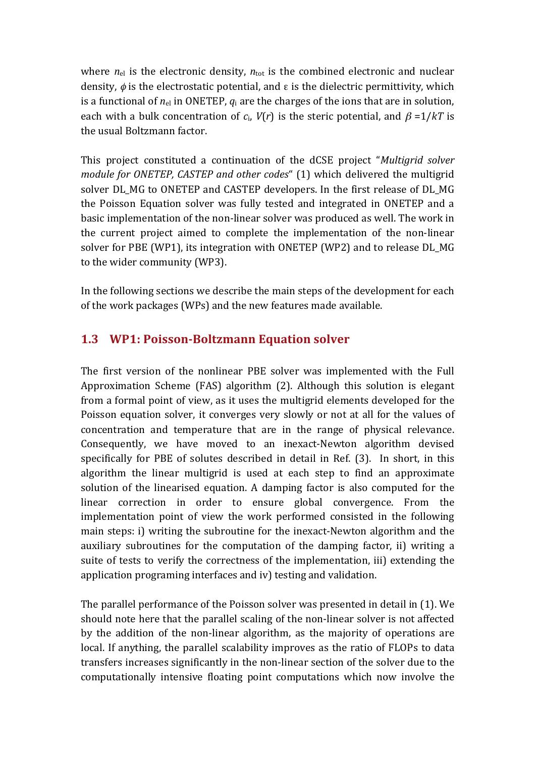where $n_{el}$ is the electronic density, $n_{tot}$ is the combined electronic and nuclear density, $\phi$ is the electrostatic potential, and ε is the dielectric permittivity, which is a functional of $n_{el}$ in ONETEP, $q_i$ are the charges of the ions that are in solution, each with a bulk concentration of $c_i$, $V(r)$ is the steric potential, and $\beta = 1/kT$ is the usual Boltzmann factor.

This project constituted a continuation of the dCSE project "*Multigrid solver module for ONETEP, CASTEP and other codes*" (1) which delivered the multigrid solver DL_MG to ONETEP and CASTEP developers. In the first release of DL_MG the Poisson Equation solver was fully tested and integrated in ONETEP and a basic implementation of the non-linear solver was produced as well. The work in the current project aimed to complete the implementation of the non-linear solver for PBE (WP1), its integration with ONETEP (WP2) and to release DL_MG to the wider community (WP3).

In the following sections we describe the main steps of the development for each of the work packages (WPs) and the new features made available.

## 1.3 WP1: Poisson-Boltzmann Equation solver

The first version of the nonlinear PBE solver was implemented with the Full Approximation Scheme (FAS) algorithm (2). Although this solution is elegant from a formal point of view, as it uses the multigrid elements developed for the Poisson equation solver, it converges very slowly or not at all for the values of concentration and temperature that are in the range of physical relevance. Consequently, we have moved to an inexact-Newton algorithm devised specifically for PBE of solutes described in detail in Ref. (3). In short, in this algorithm the linear multigrid is used at each step to find an approximate solution of the linearised equation. A damping factor is also computed for the linear correction in order to ensure global convergence. From the implementation point of view the work performed consisted in the following main steps: i) writing the subroutine for the inexact-Newton algorithm and the auxiliary subroutines for the computation of the damping factor, ii) writing a suite of tests to verify the correctness of the implementation, iii) extending the application programing interfaces and iv) testing and validation.

The parallel performance of the Poisson solver was presented in detail in (1). We should note here that the parallel scaling of the non-linear solver is not affected by the addition of the non-linear algorithm, as the majority of operations are local. If anything, the parallel scalability improves as the ratio of FLOPs to data transfers increases significantly in the non-linear section of the solver due to the computationally intensive floating point computations which now involve the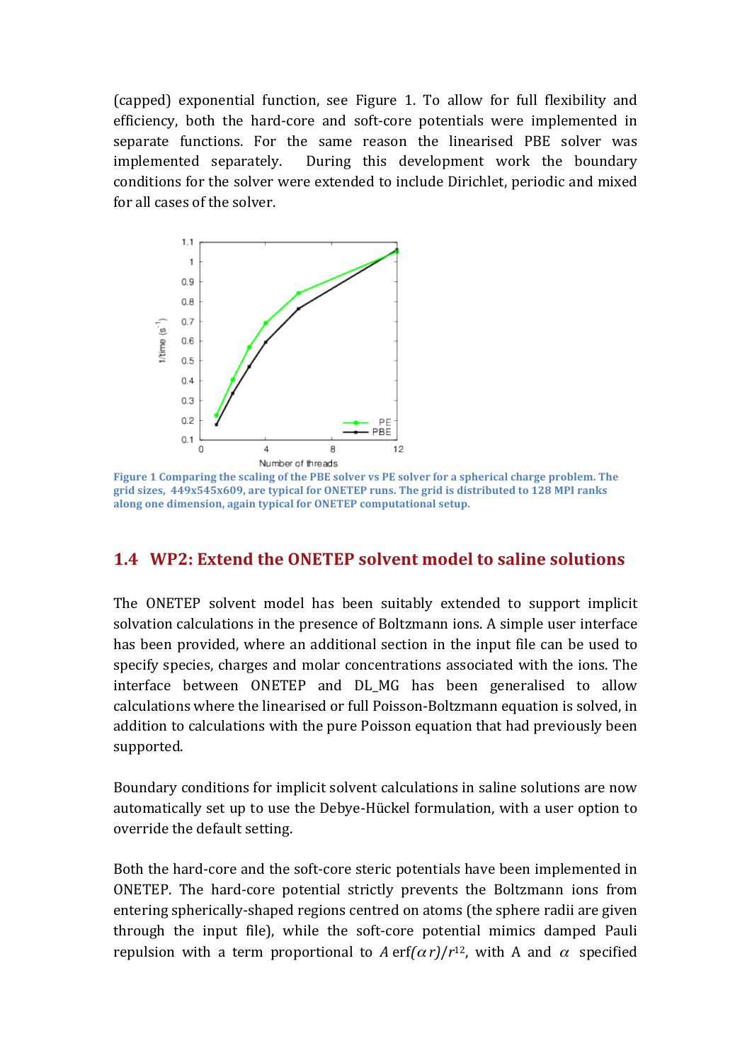(capped) exponential function, see Figure 1. To allow for full flexibility and efficiency, both the hard-core and soft-core potentials were implemented in separate functions. For the same reason the linearised PBE solver was implemented separately. During this development work the boundary conditions for the solver were extended to include Dirichlet, periodic and mixed for all cases of the solver.

**Figure 1 Comparing the scaling of the PBE solver vs PE solver for a spherical charge problem. The grid sizes, 449x545x609, are typical for ONETEP runs. The grid is distributed to 128 MPI ranks along one dimension, again typical for ONETEP computational setup.**

## 1.4 WP2: Extend the ONETEP solvent model to saline solutions

The ONETEP solvent model has been suitably extended to support implicit solvation calculations in the presence of Boltzmann ions. A simple user interface has been provided, where an additional section in the input file can be used to specify species, charges and molar concentrations associated with the ions. The interface between ONETEP and DL_MG has been generalised to allow calculations where the linearised or full Poisson-Boltzmann equation is solved, in addition to calculations with the pure Poisson equation that had previously been supported.

Boundary conditions for implicit solvent calculations in saline solutions are now automatically set up to use the Debye-Hückel formulation, with a user option to override the default setting.

Both the hard-core and the soft-core steric potentials have been implemented in ONETEP. The hard-core potential strictly prevents the Boltzmann ions from entering spherically-shaped regions centred on atoms (the sphere radii are given through the input file), while the soft-core potential mimics damped Pauli repulsion with a term proportional to $A\,\mathrm{erf}(\alpha r)/r^{12}$, with A and $\alpha$ specified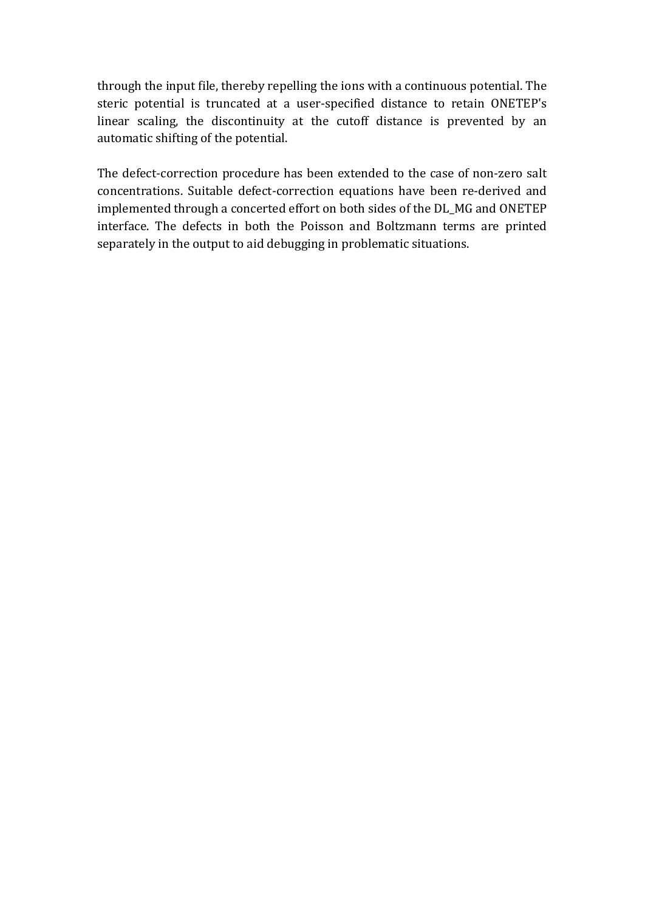through the input file, thereby repelling the ions with a continuous potential. The steric potential is truncated at a user-specified distance to retain ONETEP's linear scaling, the discontinuity at the cutoff distance is prevented by an automatic shifting of the potential.

The defect-correction procedure has been extended to the case of non-zero salt concentrations. Suitable defect-correction equations have been re-derived and implemented through a concerted effort on both sides of the DL_MG and ONETEP interface. The defects in both the Poisson and Boltzmann terms are printed separately in the output to aid debugging in problematic situations.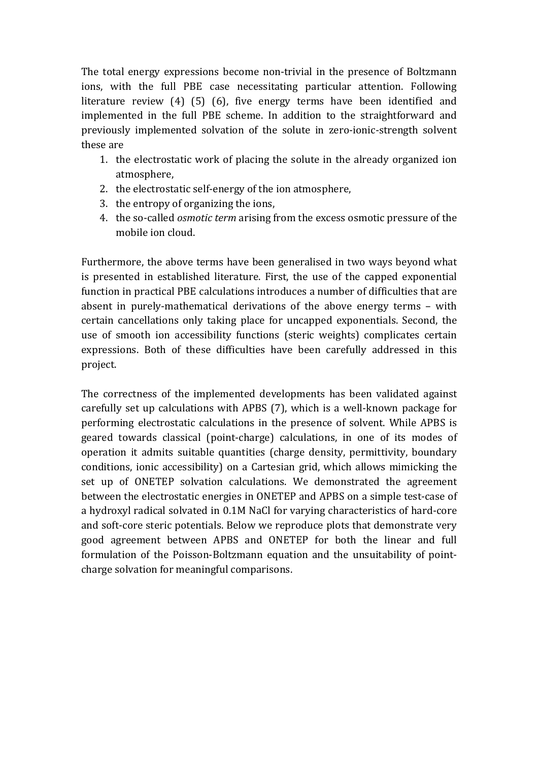The total energy expressions become non-trivial in the presence of Boltzmann ions, with the full PBE case necessitating particular attention. Following literature review (4) (5) (6), five energy terms have been identified and implemented in the full PBE scheme. In addition to the straightforward and previously implemented solvation of the solute in zero-ionic-strength solvent these are

1. the electrostatic work of placing the solute in the already organized ion atmosphere,
2. the electrostatic self-energy of the ion atmosphere,
3. the entropy of organizing the ions,
4. the so-called *osmotic term* arising from the excess osmotic pressure of the mobile ion cloud.

Furthermore, the above terms have been generalised in two ways beyond what is presented in established literature. First, the use of the capped exponential function in practical PBE calculations introduces a number of difficulties that are absent in purely-mathematical derivations of the above energy terms – with certain cancellations only taking place for uncapped exponentials. Second, the use of smooth ion accessibility functions (steric weights) complicates certain expressions. Both of these difficulties have been carefully addressed in this project.

The correctness of the implemented developments has been validated against carefully set up calculations with APBS (7), which is a well-known package for performing electrostatic calculations in the presence of solvent. While APBS is geared towards classical (point-charge) calculations, in one of its modes of operation it admits suitable quantities (charge density, permittivity, boundary conditions, ionic accessibility) on a Cartesian grid, which allows mimicking the set up of ONETEP solvation calculations. We demonstrated the agreement between the electrostatic energies in ONETEP and APBS on a simple test-case of a hydroxyl radical solvated in 0.1M NaCl for varying characteristics of hard-core and soft-core steric potentials. Below we reproduce plots that demonstrate very good agreement between APBS and ONETEP for both the linear and full formulation of the Poisson-Boltzmann equation and the unsuitability of point-charge solvation for meaningful comparisons.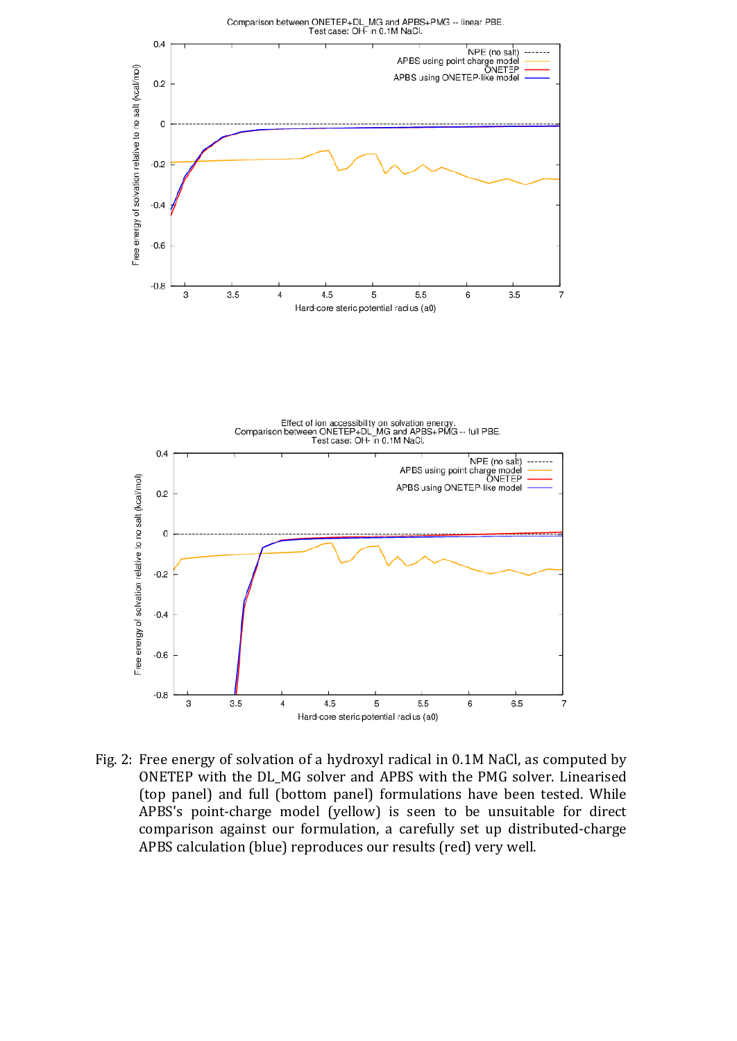Fig. 2: Free energy of solvation of a hydroxyl radical in 0.1M NaCl, as computed by ONETEP with the DL_MG solver and APBS with the PMG solver. Linearised (top panel) and full (bottom panel) formulations have been tested. While APBS's point-charge model (yellow) is seen to be unsuitable for direct comparison against our formulation, a carefully set up distributed-charge APBS calculation (blue) reproduces our results (red) very well.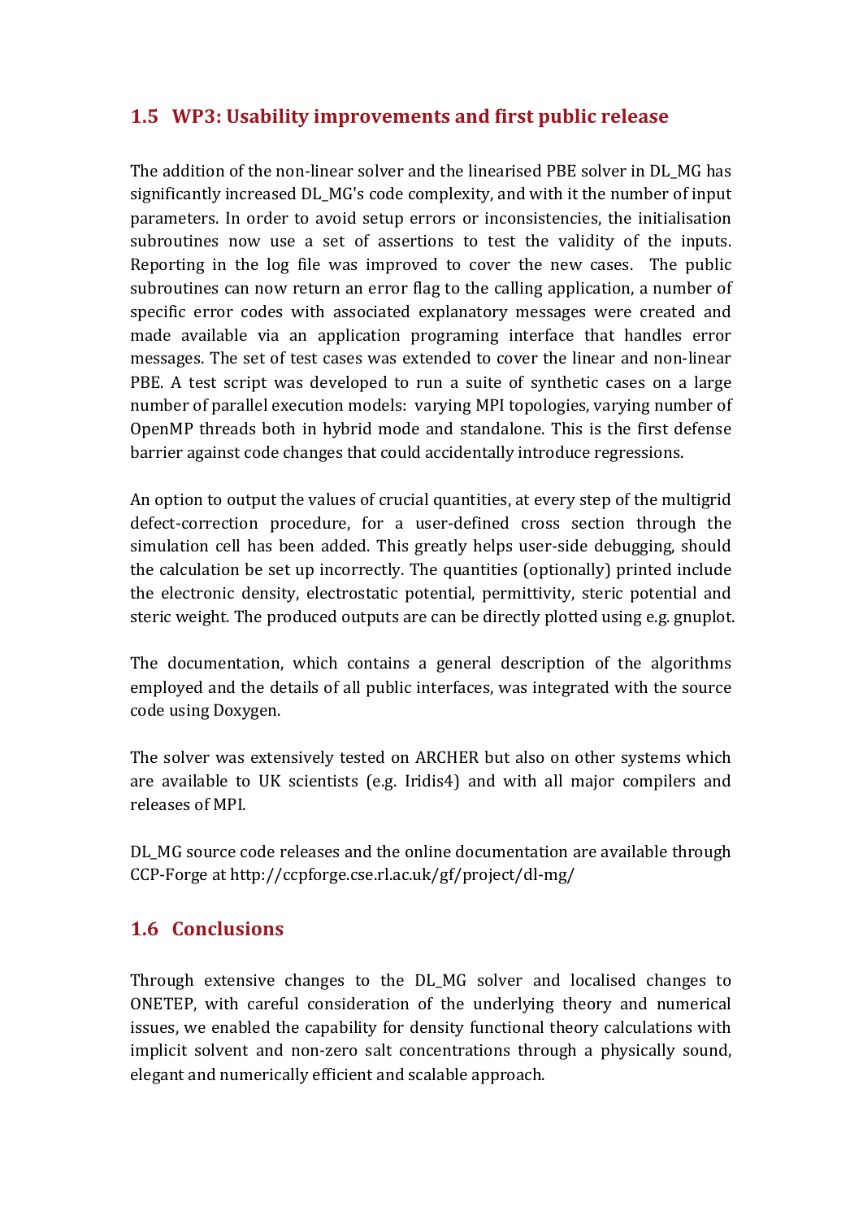## 1.5 WP3: Usability improvements and first public release

The addition of the non-linear solver and the linearised PBE solver in DL_MG has significantly increased DL_MG's code complexity, and with it the number of input parameters. In order to avoid setup errors or inconsistencies, the initialisation subroutines now use a set of assertions to test the validity of the inputs. Reporting in the log file was improved to cover the new cases. The public subroutines can now return an error flag to the calling application, a number of specific error codes with associated explanatory messages were created and made available via an application programing interface that handles error messages. The set of test cases was extended to cover the linear and non-linear PBE. A test script was developed to run a suite of synthetic cases on a large number of parallel execution models: varying MPI topologies, varying number of OpenMP threads both in hybrid mode and standalone. This is the first defense barrier against code changes that could accidentally introduce regressions.

An option to output the values of crucial quantities, at every step of the multigrid defect-correction procedure, for a user-defined cross section through the simulation cell has been added. This greatly helps user-side debugging, should the calculation be set up incorrectly. The quantities (optionally) printed include the electronic density, electrostatic potential, permittivity, steric potential and steric weight. The produced outputs are can be directly plotted using e.g. gnuplot.

The documentation, which contains a general description of the algorithms employed and the details of all public interfaces, was integrated with the source code using Doxygen.

The solver was extensively tested on ARCHER but also on other systems which are available to UK scientists (e.g. Iridis4) and with all major compilers and releases of MPI.

DL_MG source code releases and the online documentation are available through CCP-Forge at http://ccpforge.cse.rl.ac.uk/gf/project/dl-mg/

## 1.6 Conclusions

Through extensive changes to the DL_MG solver and localised changes to ONETEP, with careful consideration of the underlying theory and numerical issues, we enabled the capability for density functional theory calculations with implicit solvent and non-zero salt concentrations through a physically sound, elegant and numerically efficient and scalable approach.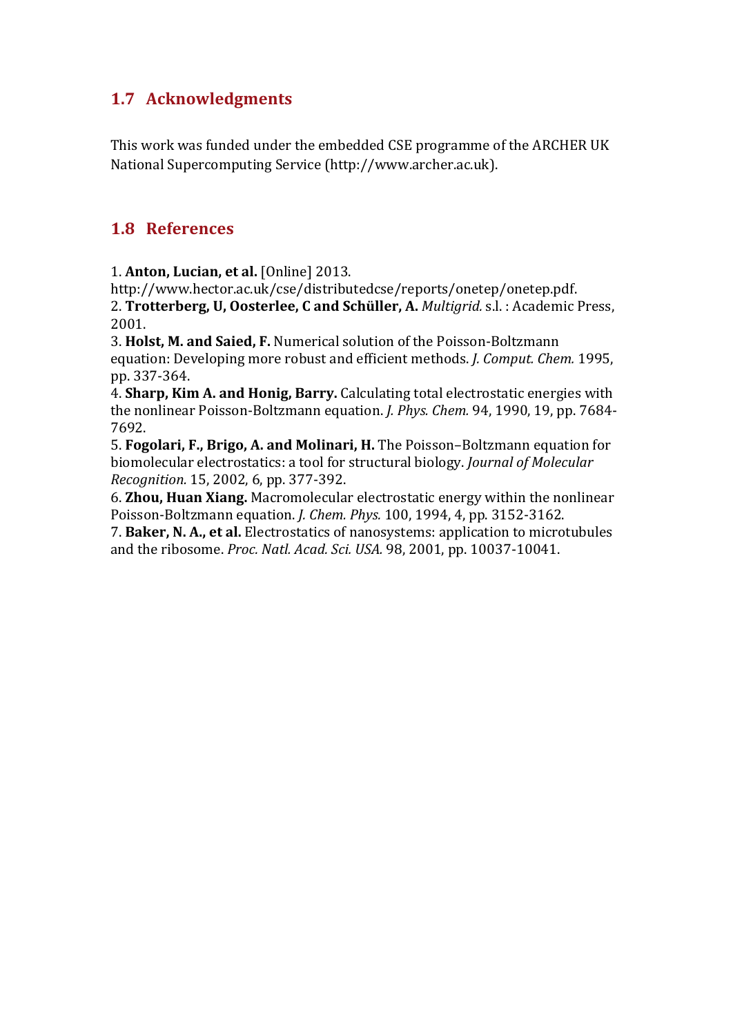## 1.7 Acknowledgments

This work was funded under the embedded CSE programme of the ARCHER UK National Supercomputing Service (http://www.archer.ac.uk).

## 1.8 References

1. **Anton, Lucian, et al.** [Online] 2013. http://www.hector.ac.uk/cse/distributedcse/reports/onetep/onetep.pdf.
2. **Trotterberg, U, Oosterlee, C and Schüller, A.** *Multigrid.* s.l. : Academic Press, 2001.
3. **Holst, M. and Saied, F.** Numerical solution of the Poisson-Boltzmann equation: Developing more robust and efficient methods. *J. Comput. Chem.* 1995, pp. 337-364.
4. **Sharp, Kim A. and Honig, Barry.** Calculating total electrostatic energies with the nonlinear Poisson-Boltzmann equation. *J. Phys. Chem.* 94, 1990, 19, pp. 7684-7692.
5. **Fogolari, F., Brigo, A. and Molinari, H.** The Poisson–Boltzmann equation for biomolecular electrostatics: a tool for structural biology. *Journal of Molecular Recognition.* 15, 2002, 6, pp. 377-392.
6. **Zhou, Huan Xiang.** Macromolecular electrostatic energy within the nonlinear Poisson-Boltzmann equation. *J. Chem. Phys.* 100, 1994, 4, pp. 3152-3162.
7. **Baker, N. A., et al.** Electrostatics of nanosystems: application to microtubules and the ribosome. *Proc. Natl. Acad. Sci. USA.* 98, 2001, pp. 10037-10041.